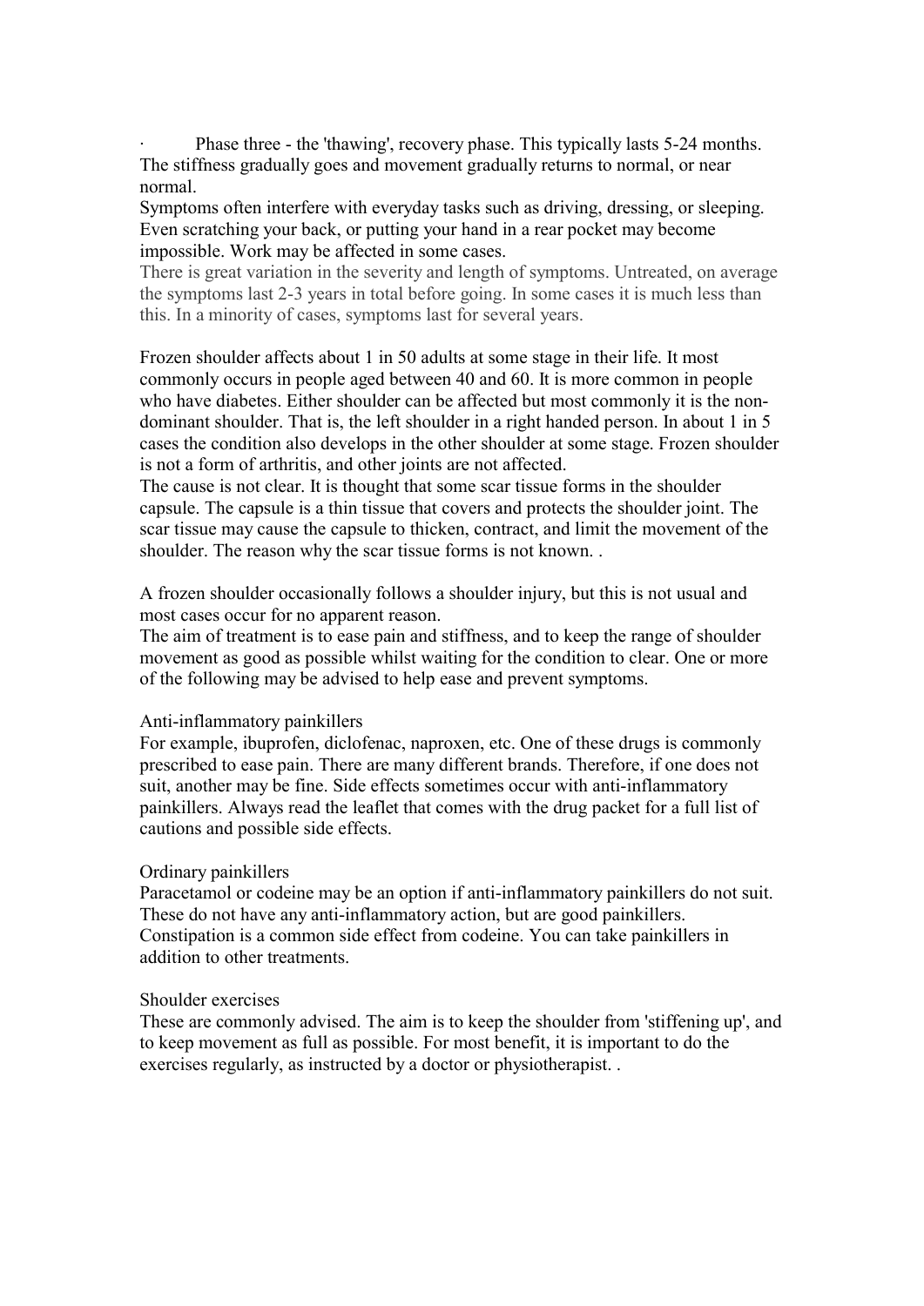· Phase three - the 'thawing', recovery phase. This typically lasts 5-24 months. The stiffness gradually goes and movement gradually returns to normal, or near normal.

Symptoms often interfere with everyday tasks such as driving, dressing, or sleeping. Even scratching your back, or putting your hand in a rear pocket may become impossible. Work may be affected in some cases.

There is great variation in the severity and length of symptoms. Untreated, on average the symptoms last 2-3 years in total before going. In some cases it is much less than this. In a minority of cases, symptoms last for several years.

Frozen shoulder affects about 1 in 50 adults at some stage in their life. It most commonly occurs in people aged between 40 and 60. It is more common in people who have diabetes. Either shoulder can be affected but most commonly it is the non-dominant shoulder. That is, the left shoulder in a right handed person. In about 1 in 5 cases the condition also develops in the other shoulder at some stage. Frozen shoulder is not a form of arthritis, and other joints are not affected.

The cause is not clear. It is thought that some scar tissue forms in the shoulder capsule. The capsule is a thin tissue that covers and protects the shoulder joint. The scar tissue may cause the capsule to thicken, contract, and limit the movement of the shoulder. The reason why the scar tissue forms is not known. .

A frozen shoulder occasionally follows a shoulder injury, but this is not usual and most cases occur for no apparent reason.

The aim of treatment is to ease pain and stiffness, and to keep the range of shoulder movement as good as possible whilst waiting for the condition to clear. One or more of the following may be advised to help ease and prevent symptoms.

Anti-inflammatory painkillers

For example, ibuprofen, diclofenac, naproxen, etc. One of these drugs is commonly prescribed to ease pain. There are many different brands. Therefore, if one does not suit, another may be fine. Side effects sometimes occur with anti-inflammatory painkillers. Always read the leaflet that comes with the drug packet for a full list of cautions and possible side effects.

Ordinary painkillers

Paracetamol or codeine may be an option if anti-inflammatory painkillers do not suit. These do not have any anti-inflammatory action, but are good painkillers. Constipation is a common side effect from codeine. You can take painkillers in addition to other treatments.

Shoulder exercises

These are commonly advised. The aim is to keep the shoulder from 'stiffening up', and to keep movement as full as possible. For most benefit, it is important to do the exercises regularly, as instructed by a doctor or physiotherapist. .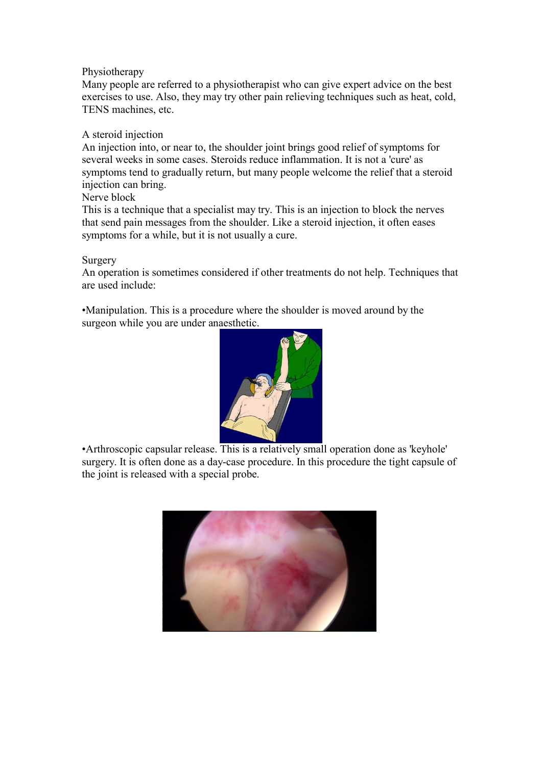## Physiotherapy

Many people are referred to a physiotherapist who can give expert advice on the best exercises to use. Also, they may try other pain relieving techniques such as heat, cold, TENS machines, etc.

## A steroid injection

An injection into, or near to, the shoulder joint brings good relief of symptoms for several weeks in some cases. Steroids reduce inflammation. It is not a 'cure' as symptoms tend to gradually return, but many people welcome the relief that a steroid injection can bring.

## Nerve block

This is a technique that a specialist may try. This is an injection to block the nerves that send pain messages from the shoulder. Like a steroid injection, it often eases symptoms for a while, but it is not usually a cure.

## Surgery

An operation is sometimes considered if other treatments do not help. Techniques that are used include:

- Manipulation. This is a procedure where the shoulder is moved around by the surgeon while you are under anaesthetic.

- Arthroscopic capsular release. This is a relatively small operation done as 'keyhole' surgery. It is often done as a day-case procedure. In this procedure the tight capsule of the joint is released with a special probe.